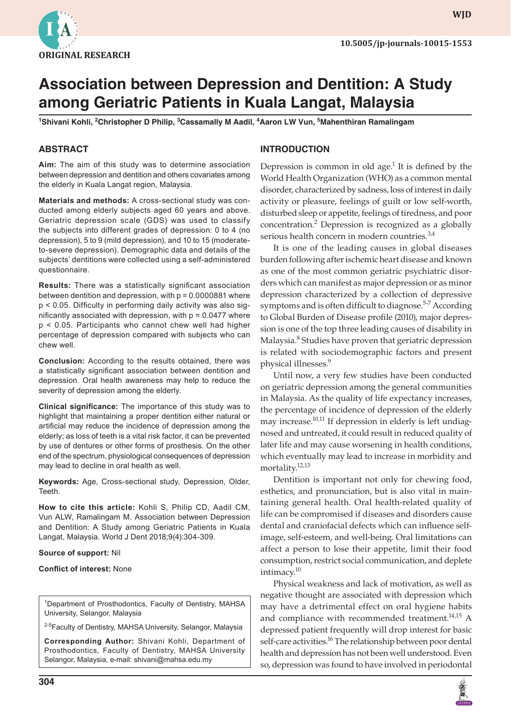ORIGINAL RESEARCH

10.5005/jp-journals-10015-1553

# Association between Depression and Dentition: A Study among Geriatric Patients in Kuala Langat, Malaysia

[1]Shivani Kohli, [2]Christopher D Philip, [3]Cassamally M Aadil, [4]Aaron LW Vun, [5]Mahenthiran Ramalingam

## ABSTRACT

**Aim:** The aim of this study was to determine association between depression and dentition and others covariates among the elderly in Kuala Langat region, Malaysia.

**Materials and methods:** A cross-sectional study was conducted among elderly subjects aged 60 years and above. Geriatric depression scale (GDS) was used to classify the subjects into different grades of depression: 0 to 4 (no depression), 5 to 9 (mild depression), and 10 to 15 (moderate-to-severe depression). Demographic data and details of the subjects' dentitions were collected using a self-administered questionnaire.

**Results:** There was a statistically significant association between dentition and depression, with $p = 0.0000881$ where $p < 0.05$. Difficulty in performing daily activity was also significantly associated with depression, with $p = 0.0477$ where $p < 0.05$. Participants who cannot chew well had higher percentage of depression compared with subjects who can chew well.

**Conclusion:** According to the results obtained, there was a statistically significant association between dentition and depression. Oral health awareness may help to reduce the severity of depression among the elderly.

**Clinical significance:** The importance of this study was to highlight that maintaining a proper dentition either natural or artificial may reduce the incidence of depression among the elderly; as loss of teeth is a vital risk factor, it can be prevented by use of dentures or other forms of prosthesis. On the other end of the spectrum, physiological consequences of depression may lead to decline in oral health as well.

**Keywords:** Age, Cross-sectional study, Depression, Older, Teeth.

**How to cite this article:** Kohli S, Philip CD, Aadil CM, Vun ALW, Ramalingam M. Association between Depression and Dentition: A Study among Geriatric Patients in Kuala Langat, Malaysia. World J Dent 2018;9(4):304-309.

**Source of support:** Nil

**Conflict of interest:** None

[1]Department of Prosthodontics, Faculty of Dentistry, MAHSA University, Selangor, Malaysia

[2-5]Faculty of Dentistry, MAHSA University, Selangor, Malaysia

**Corresponding Author:** Shivani Kohli, Department of Prosthodontics, Faculty of Dentistry, MAHSA University Selangor, Malaysia, e-mail: shivani@mahsa.edu.my

## INTRODUCTION

Depression is common in old age.[1] It is defined by the World Health Organization (WHO) as a common mental disorder, characterized by sadness, loss of interest in daily activity or pleasure, feelings of guilt or low self-worth, disturbed sleep or appetite, feelings of tiredness, and poor concentration.[2] Depression is recognized as a globally serious health concern in modern countries.[3,4]

It is one of the leading causes in global diseases burden following after ischemic heart disease and known as one of the most common geriatric psychiatric disorders which can manifest as major depression or as minor depression characterized by a collection of depressive symptoms and is often difficult to diagnose.[5-7] According to Global Burden of Disease profile (2010), major depression is one of the top three leading causes of disability in Malaysia.[8] Studies have proven that geriatric depression is related with sociodemographic factors and present physical illnesses.[9]

Until now, a very few studies have been conducted on geriatric depression among the general communities in Malaysia. As the quality of life expectancy increases, the percentage of incidence of depression of the elderly may increase.[10,11] If depression in elderly is left undiagnosed and untreated, it could result in reduced quality of later life and may cause worsening in health conditions, which eventually may lead to increase in morbidity and mortality.[12,13]

Dentition is important not only for chewing food, esthetics, and pronunciation, but is also vital in maintaining general health. Oral health-related quality of life can be compromised if diseases and disorders cause dental and craniofacial defects which can influence self-image, self-esteem, and well-being. Oral limitations can affect a person to lose their appetite, limit their food consumption, restrict social communication, and deplete intimacy.[10]

Physical weakness and lack of motivation, as well as negative thought are associated with depression which may have a detrimental effect on oral hygiene habits and compliance with recommended treatment.[14,15] A depressed patient frequently will drop interest for basic self-care activities.[16] The relationship between poor dental health and depression has not been well understood. Even so, depression was found to have involved in periodontal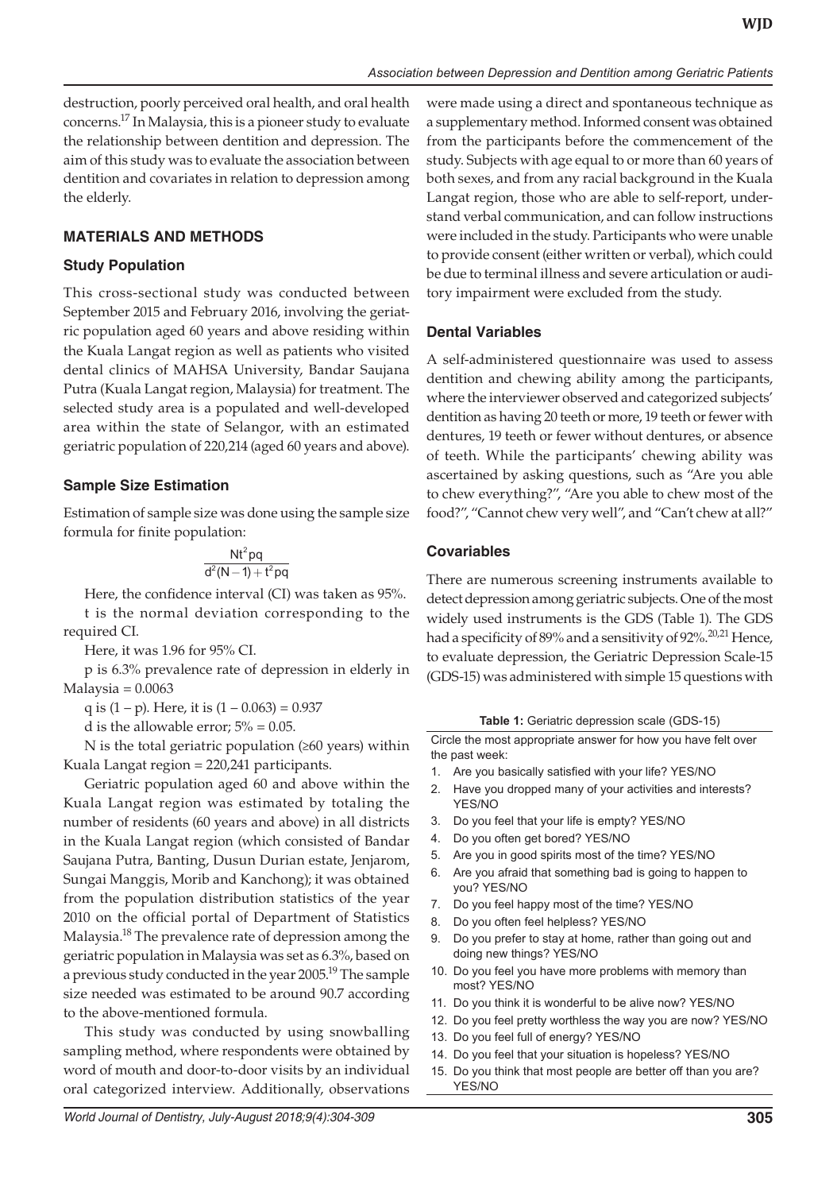destruction, poorly perceived oral health, and oral health concerns.[17] In Malaysia, this is a pioneer study to evaluate the relationship between dentition and depression. The aim of this study was to evaluate the association between dentition and covariates in relation to depression among the elderly.

## MATERIALS AND METHODS

### Study Population

This cross-sectional study was conducted between September 2015 and February 2016, involving the geriatric population aged 60 years and above residing within the Kuala Langat region as well as patients who visited dental clinics of MAHSA University, Bandar Saujana Putra (Kuala Langat region, Malaysia) for treatment. The selected study area is a populated and well-developed area within the state of Selangor, with an estimated geriatric population of 220,214 (aged 60 years and above).

### Sample Size Estimation

Estimation of sample size was done using the sample size formula for finite population:

$$\frac{Nt^2pq}{d^2(N-1)+t^2pq}$$

Here, the confidence interval (CI) was taken as 95%.

t is the normal deviation corresponding to the required CI.

Here, it was 1.96 for 95% CI.

p is 6.3% prevalence rate of depression in elderly in Malaysia = 0.0063

q is $(1 - p)$. Here, it is $(1 - 0.063) = 0.937$

d is the allowable error; 5% = 0.05.

N is the total geriatric population (≥60 years) within Kuala Langat region = 220,241 participants.

Geriatric population aged 60 and above within the Kuala Langat region was estimated by totaling the number of residents (60 years and above) in all districts in the Kuala Langat region (which consisted of Bandar Saujana Putra, Banting, Dusun Durian estate, Jenjarom, Sungai Manggis, Morib and Kanchong); it was obtained from the population distribution statistics of the year 2010 on the official portal of Department of Statistics Malaysia.[18] The prevalence rate of depression among the geriatric population in Malaysia was set as 6.3%, based on a previous study conducted in the year 2005.[19] The sample size needed was estimated to be around 90.7 according to the above-mentioned formula.

This study was conducted by using snowballing sampling method, where respondents were obtained by word of mouth and door-to-door visits by an individual oral categorized interview. Additionally, observations were made using a direct and spontaneous technique as a supplementary method. Informed consent was obtained from the participants before the commencement of the study. Subjects with age equal to or more than 60 years of both sexes, and from any racial background in the Kuala Langat region, those who are able to self-report, understand verbal communication, and can follow instructions were included in the study. Participants who were unable to provide consent (either written or verbal), which could be due to terminal illness and severe articulation or auditory impairment were excluded from the study.

### Dental Variables

A self-administered questionnaire was used to assess dentition and chewing ability among the participants, where the interviewer observed and categorized subjects' dentition as having 20 teeth or more, 19 teeth or fewer with dentures, 19 teeth or fewer without dentures, or absence of teeth. While the participants' chewing ability was ascertained by asking questions, such as "Are you able to chew everything?", "Are you able to chew most of the food?", "Cannot chew very well", and "Can't chew at all?"

### Covariables

There are numerous screening instruments available to detect depression among geriatric subjects. One of the most widely used instruments is the GDS (Table 1). The GDS had a specificity of 89% and a sensitivity of 92%.[20,21] Hence, to evaluate depression, the Geriatric Depression Scale-15 (GDS-15) was administered with simple 15 questions with

**Table 1:** Geriatric depression scale (GDS-15)

Circle the most appropriate answer for how you have felt over the past week:

1. Are you basically satisfied with your life? YES/NO
2. Have you dropped many of your activities and interests? YES/NO
3. Do you feel that your life is empty? YES/NO
4. Do you often get bored? YES/NO
5. Are you in good spirits most of the time? YES/NO
6. Are you afraid that something bad is going to happen to you? YES/NO
7. Do you feel happy most of the time? YES/NO
8. Do you often feel helpless? YES/NO
9. Do you prefer to stay at home, rather than going out and doing new things? YES/NO
10. Do you feel you have more problems with memory than most? YES/NO
11. Do you think it is wonderful to be alive now? YES/NO
12. Do you feel pretty worthless the way you are now? YES/NO
13. Do you feel full of energy? YES/NO
14. Do you feel that your situation is hopeless? YES/NO
15. Do you think that most people are better off than you are? YES/NO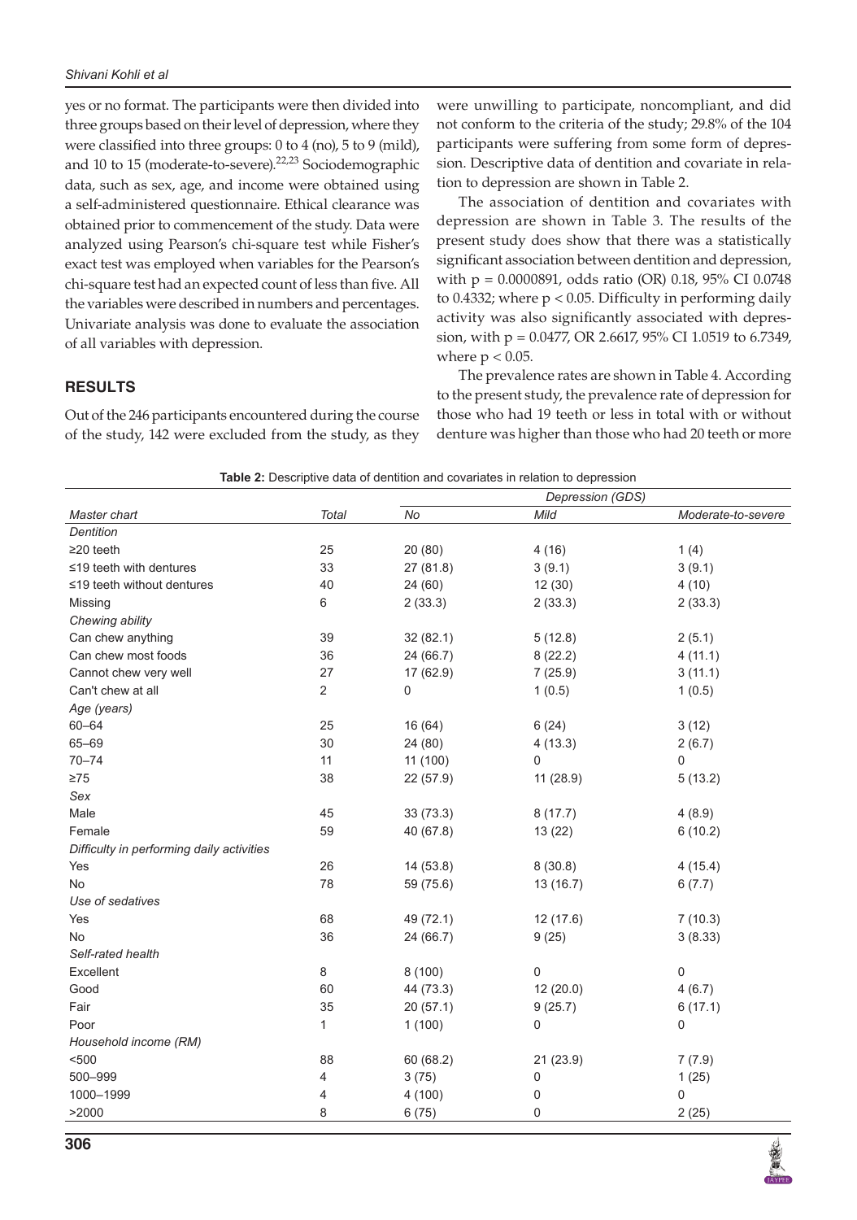yes or no format. The participants were then divided into three groups based on their level of depression, where they were classified into three groups: 0 to 4 (no), 5 to 9 (mild), and 10 to 15 (moderate-to-severe).[22,23] Sociodemographic data, such as sex, age, and income were obtained using a self-administered questionnaire. Ethical clearance was obtained prior to commencement of the study. Data were analyzed using Pearson's chi-square test while Fisher's exact test was employed when variables for the Pearson's chi-square test had an expected count of less than five. All the variables were described in numbers and percentages. Univariate analysis was done to evaluate the association of all variables with depression.

## RESULTS

Out of the 246 participants encountered during the course of the study, 142 were excluded from the study, as they were unwilling to participate, noncompliant, and did not conform to the criteria of the study; 29.8% of the 104 participants were suffering from some form of depression. Descriptive data of dentition and covariate in relation to depression are shown in Table 2.

The association of dentition and covariates with depression are shown in Table 3. The results of the present study does show that there was a statistically significant association between dentition and depression, with p = 0.0000891, odds ratio (OR) 0.18, 95% CI 0.0748 to 0.4332; where $p < 0.05$. Difficulty in performing daily activity was also significantly associated with depression, with p = 0.0477, OR 2.6617, 95% CI 1.0519 to 6.7349, where $p < 0.05$.

The prevalence rates are shown in Table 4. According to the present study, the prevalence rate of depression for those who had 19 teeth or less in total with or without denture was higher than those who had 20 teeth or more

**Table 2:** Descriptive data of dentition and covariates in relation to depression

| | | Depression (GDS) | | |
|---|---|---|---|---|
| *Master chart* | *Total* | *No* | *Mild* | *Moderate-to-severe* |
| *Dentition* | | | | |
| ≥20 teeth | 25 | 20 (80) | 4 (16) | 1 (4) |
| ≤19 teeth with dentures | 33 | 27 (81.8) | 3 (9.1) | 3 (9.1) |
| ≤19 teeth without dentures | 40 | 24 (60) | 12 (30) | 4 (10) |
| Missing | 6 | 2 (33.3) | 2 (33.3) | 2 (33.3) |
| *Chewing ability* | | | | |
| Can chew anything | 39 | 32 (82.1) | 5 (12.8) | 2 (5.1) |
| Can chew most foods | 36 | 24 (66.7) | 8 (22.2) | 4 (11.1) |
| Cannot chew very well | 27 | 17 (62.9) | 7 (25.9) | 3 (11.1) |
| Can't chew at all | 2 | 0 | 1 (0.5) | 1 (0.5) |
| *Age (years)* | | | | |
| 60–64 | 25 | 16 (64) | 6 (24) | 3 (12) |
| 65–69 | 30 | 24 (80) | 4 (13.3) | 2 (6.7) |
| 70–74 | 11 | 11 (100) | 0 | 0 |
| ≥75 | 38 | 22 (57.9) | 11 (28.9) | 5 (13.2) |
| *Sex* | | | | |
| Male | 45 | 33 (73.3) | 8 (17.7) | 4 (8.9) |
| Female | 59 | 40 (67.8) | 13 (22) | 6 (10.2) |
| *Difficulty in performing daily activities* | | | | |
| Yes | 26 | 14 (53.8) | 8 (30.8) | 4 (15.4) |
| No | 78 | 59 (75.6) | 13 (16.7) | 6 (7.7) |
| *Use of sedatives* | | | | |
| Yes | 68 | 49 (72.1) | 12 (17.6) | 7 (10.3) |
| No | 36 | 24 (66.7) | 9 (25) | 3 (8.33) |
| *Self-rated health* | | | | |
| Excellent | 8 | 8 (100) | 0 | 0 |
| Good | 60 | 44 (73.3) | 12 (20.0) | 4 (6.7) |
| Fair | 35 | 20 (57.1) | 9 (25.7) | 6 (17.1) |
| Poor | 1 | 1 (100) | 0 | 0 |
| *Household income (RM)* | | | | |
| <500 | 88 | 60 (68.2) | 21 (23.9) | 7 (7.9) |
| 500–999 | 4 | 3 (75) | 0 | 1 (25) |
| 1000–1999 | 4 | 4 (100) | 0 | 0 |
| >2000 | 8 | 6 (75) | 0 | 2 (25) |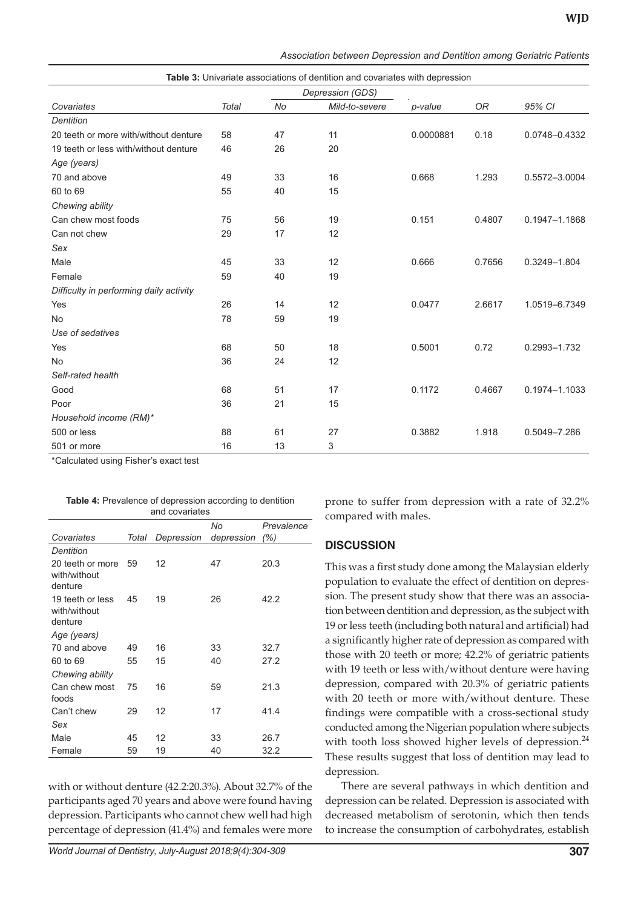**Table 3:** Univariate associations of dentition and covariates with depression

| Covariates | Total | Depression (GDS) | | p-value | OR | 95% CI |
|---|---|---|---|---|---|---|
| | | No | Mild-to-severe | | | |
| *Dentition* | | | | | | |
| 20 teeth or more with/without denture | 58 | 47 | 11 | 0.0000881 | 0.18 | 0.0748–0.4332 |
| 19 teeth or less with/without denture | 46 | 26 | 20 | | | |
| *Age (years)* | | | | | | |
| 70 and above | 49 | 33 | 16 | 0.668 | 1.293 | 0.5572–3.0004 |
| 60 to 69 | 55 | 40 | 15 | | | |
| *Chewing ability* | | | | | | |
| Can chew most foods | 75 | 56 | 19 | 0.151 | 0.4807 | 0.1947–1.1868 |
| Can not chew | 29 | 17 | 12 | | | |
| *Sex* | | | | | | |
| Male | 45 | 33 | 12 | 0.666 | 0.7656 | 0.3249–1.804 |
| Female | 59 | 40 | 19 | | | |
| *Difficulty in performing daily activity* | | | | | | |
| Yes | 26 | 14 | 12 | 0.0477 | 2.6617 | 1.0519–6.7349 |
| No | 78 | 59 | 19 | | | |
| *Use of sedatives* | | | | | | |
| Yes | 68 | 50 | 18 | 0.5001 | 0.72 | 0.2993–1.732 |
| No | 36 | 24 | 12 | | | |
| *Self-rated health* | | | | | | |
| Good | 68 | 51 | 17 | 0.1172 | 0.4667 | 0.1974–1.1033 |
| Poor | 36 | 21 | 15 | | | |
| *Household income (RM)** | | | | | | |
| 500 or less | 88 | 61 | 27 | 0.3882 | 1.918 | 0.5049–7.286 |
| 501 or more | 16 | 13 | 3 | | | |

*Calculated using Fisher's exact test

**Table 4:** Prevalence of depression according to dentition and covariates

| Covariates | Total | Depression | No depression | Prevalence (%) |
|---|---|---|---|---|
| *Dentition* | | | | |
| 20 teeth or more with/without denture | 59 | 12 | 47 | 20.3 |
| 19 teeth or less with/without denture | 45 | 19 | 26 | 42.2 |
| *Age (years)* | | | | |
| 70 and above | 49 | 16 | 33 | 32.7 |
| 60 to 69 | 55 | 15 | 40 | 27.2 |
| *Chewing ability* | | | | |
| Can chew most foods | 75 | 16 | 59 | 21.3 |
| Can't chew | 29 | 12 | 17 | 41.4 |
| *Sex* | | | | |
| Male | 45 | 12 | 33 | 26.7 |
| Female | 59 | 19 | 40 | 32.2 |

with or without denture (42.2:20.3%). About 32.7% of the participants aged 70 years and above were found having depression. Participants who cannot chew well had high percentage of depression (41.4%) and females were more prone to suffer from depression with a rate of 32.2% compared with males.

## DISCUSSION

This was a first study done among the Malaysian elderly population to evaluate the effect of dentition on depression. The present study show that there was an association between dentition and depression, as the subject with 19 or less teeth (including both natural and artificial) had a significantly higher rate of depression as compared with those with 20 teeth or more; 42.2% of geriatric patients with 19 teeth or less with/without denture were having depression, compared with 20.3% of geriatric patients with 20 teeth or more with/without denture. These findings were compatible with a cross-sectional study conducted among the Nigerian population where subjects with tooth loss showed higher levels of depression.[24] These results suggest that loss of dentition may lead to depression.

There are several pathways in which dentition and depression can be related. Depression is associated with decreased metabolism of serotonin, which then tends to increase the consumption of carbohydrates, establish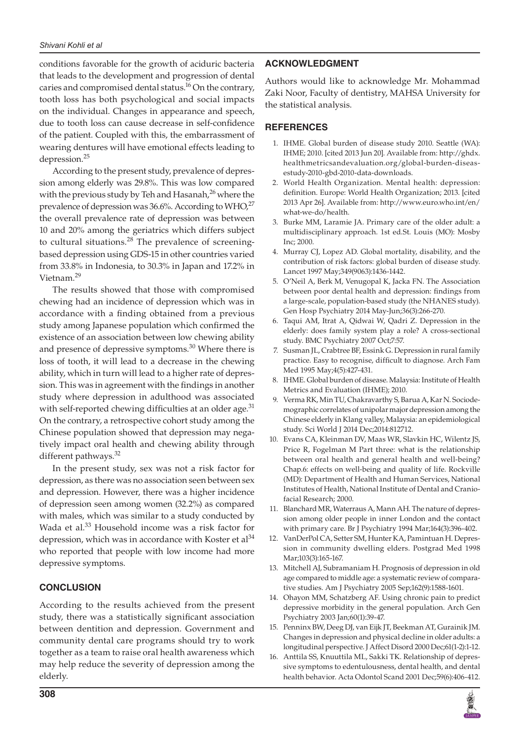conditions favorable for the growth of aciduric bacteria that leads to the development and progression of dental caries and compromised dental status.[16] On the contrary, tooth loss has both psychological and social impacts on the individual. Changes in appearance and speech, due to tooth loss can cause decrease in self-confidence of the patient. Coupled with this, the embarrassment of wearing dentures will have emotional effects leading to depression.[25]

According to the present study, prevalence of depression among elderly was 29.8%. This was low compared with the previous study by Teh and Hasanah,[26] where the prevalence of depression was 36.6%. According to WHO,[27] the overall prevalence rate of depression was between 10 and 20% among the geriatrics which differs subject to cultural situations.[28] The prevalence of screening-based depression using GDS-15 in other countries varied from 33.8% in Indonesia, to 30.3% in Japan and 17.2% in Vietnam.[29]

The results showed that those with compromised chewing had an incidence of depression which was in accordance with a finding obtained from a previous study among Japanese population which confirmed the existence of an association between low chewing ability and presence of depressive symptoms.[30] Where there is loss of tooth, it will lead to a decrease in the chewing ability, which in turn will lead to a higher rate of depression. This was in agreement with the findings in another study where depression in adulthood was associated with self-reported chewing difficulties at an older age.[31] On the contrary, a retrospective cohort study among the Chinese population showed that depression may negatively impact oral health and chewing ability through different pathways.[32]

In the present study, sex was not a risk factor for depression, as there was no association seen between sex and depression. However, there was a higher incidence of depression seen among women (32.2%) as compared with males, which was similar to a study conducted by Wada et al.[33] Household income was a risk factor for depression, which was in accordance with Koster et al[34] who reported that people with low income had more depressive symptoms.

## CONCLUSION

According to the results achieved from the present study, there was a statistically significant association between dentition and depression. Government and community dental care programs should try to work together as a team to raise oral health awareness which may help reduce the severity of depression among the elderly.

## ACKNOWLEDGMENT

Authors would like to acknowledge Mr. Mohammad Zaki Noor, Faculty of dentistry, MAHSA University for the statistical analysis.

## REFERENCES

1. IHME. Global burden of disease study 2010. Seattle (WA): IHME; 2010. [cited 2013 Jun 20]. Available from: http://ghdx.healthmetricsandevaluation.org/global-burden-disease-study-2010-gbd-2010-data-downloads.
2. World Health Organization. Mental health: depression: definition. Europe: World Health Organization; 2013. [cited 2013 Apr 26]. Available from: http://www.euro.who.int/en/what-we-do/health.
3. Burke MM, Laramie JA. Primary care of the older adult: a multidisciplinary approach. 1st ed.St. Louis (MO): Mosby Inc; 2000.
4. Murray CJ, Lopez AD. Global mortality, disability, and the contribution of risk factors: global burden of disease study. Lancet 1997 May;349(9063):1436-1442.
5. O'Neil A, Berk M, Venugopal K, Jacka FN. The Association between poor dental health and depression: findings from a large-scale, population-based study (the NHANES study). Gen Hosp Psychiatry 2014 May-Jun;36(3):266-270.
6. Taqui AM, Itrat A, Qidwai W, Qadri Z. Depression in the elderly: does family system play a role? A cross-sectional study. BMC Psychiatry 2007 Oct;7:57.
7. Susman JL, Crabtree BF, Essink G. Depression in rural family practice. Easy to recognise, difficult to diagnose. Arch Fam Med 1995 May;4(5):427-431.
8. IHME. Global burden of disease. Malaysia: Institute of Health Metrics and Evaluation (IHME); 2010.
9. Verma RK, Min TU, Chakravarthy S, Barua A, Kar N. Sociodemographic correlates of unipolar major depression among the Chinese elderly in Klang valley, Malaysia: an epidemiological study. Sci World J 2014 Dec;2014:812712.
10. Evans CA, Kleinman DV, Maas WR, Slavkin HC, Wilentz JS, Price R, Fogelman M Part three: what is the relationship between oral health and general health and well-being? Chap.6: effects on well-being and quality of life. Rockville (MD): Department of Health and Human Services, National Institutes of Health, National Institute of Dental and Craniofacial Research; 2000.
11. Blanchard MR, Waterraus A, Mann AH. The nature of depression among older people in inner London and the contact with primary care. Br J Psychiatry 1994 Mar;164(3):396-402.
12. VanDerPol CA, Setter SM, Hunter KA, Pamintuan H. Depression in community dwelling elders. Postgrad Med 1998 Mar;103(3):165-167.
13. Mitchell AJ, Subramaniam H. Prognosis of depression in old age compared to middle age: a systematic review of comparative studies. Am J Psychiatry 2005 Sep;162(9):1588-1601.
14. Ohayon MM, Schatzberg AF. Using chronic pain to predict depressive morbidity in the general population. Arch Gen Psychiatry 2003 Jan;60(1):39-47.
15. Penninx BW, Deeg DJ, van Eijk JT, Beekman AT, Gurainik JM. Changes in depression and physical decline in older adults: a longitudinal perspective. J Affect Disord 2000 Dec;61(1-2):1-12.
16. Anttila SS, Knuuttila ML, Sakki TK. Relationship of depressive symptoms to edentulousness, dental health, and dental health behavior. Acta Odontol Scand 2001 Dec;59(6):406-412.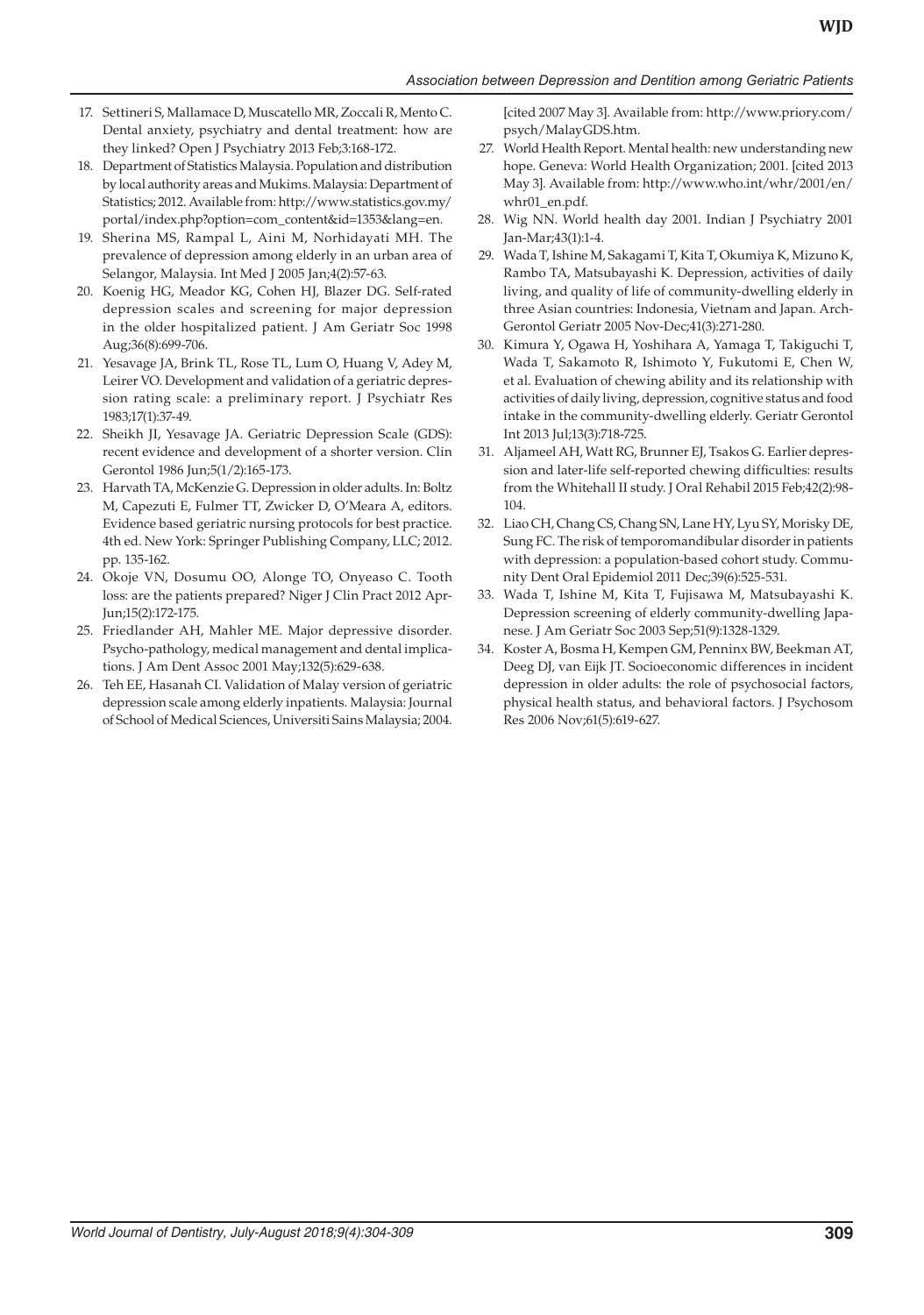17. Settineri S, Mallamace D, Muscatello MR, Zoccali R, Mento C. Dental anxiety, psychiatry and dental treatment: how are they linked? Open J Psychiatry 2013 Feb;3:168-172.
18. Department of Statistics Malaysia. Population and distribution by local authority areas and Mukims. Malaysia: Department of Statistics; 2012. Available from: http://www.statistics.gov.my/portal/index.php?option=com_content&id=1353&lang=en.
19. Sherina MS, Rampal L, Aini M, Norhidayati MH. The prevalence of depression among elderly in an urban area of Selangor, Malaysia. Int Med J 2005 Jan;4(2):57-63.
20. Koenig HG, Meador KG, Cohen HJ, Blazer DG. Self-rated depression scales and screening for major depression in the older hospitalized patient. J Am Geriatr Soc 1998 Aug;36(8):699-706.
21. Yesavage JA, Brink TL, Rose TL, Lum O, Huang V, Adey M, Leirer VO. Development and validation of a geriatric depression rating scale: a preliminary report. J Psychiatr Res 1983;17(1):37-49.
22. Sheikh JI, Yesavage JA. Geriatric Depression Scale (GDS): recent evidence and development of a shorter version. Clin Gerontol 1986 Jun;5(1/2):165-173.
23. Harvath TA, McKenzie G. Depression in older adults. In: Boltz M, Capezuti E, Fulmer TT, Zwicker D, O'Meara A, editors. Evidence based geriatric nursing protocols for best practice. 4th ed. New York: Springer Publishing Company, LLC; 2012. pp. 135-162.
24. Okoje VN, Dosumu OO, Alonge TO, Onyeaso C. Tooth loss: are the patients prepared? Niger J Clin Pract 2012 Apr-Jun;15(2):172-175.
25. Friedlander AH, Mahler ME. Major depressive disorder. Psycho-pathology, medical management and dental implications. J Am Dent Assoc 2001 May;132(5):629-638.
26. Teh EE, Hasanah CI. Validation of Malay version of geriatric depression scale among elderly inpatients. Malaysia: Journal of School of Medical Sciences, Universiti Sains Malaysia; 2004. [cited 2007 May 3]. Available from: http://www.priory.com/psych/MalayGDS.htm.
27. World Health Report. Mental health: new understanding new hope. Geneva: World Health Organization; 2001. [cited 2013 May 3]. Available from: http://www.who.int/whr/2001/en/whr01_en.pdf.
28. Wig NN. World health day 2001. Indian J Psychiatry 2001 Jan-Mar;43(1):1-4.
29. Wada T, Ishine M, Sakagami T, Kita T, Okumiya K, Mizuno K, Rambo TA, Matsubayashi K. Depression, activities of daily living, and quality of life of community-dwelling elderly in three Asian countries: Indonesia, Vietnam and Japan. Arch-Gerontol Geriatr 2005 Nov-Dec;41(3):271-280.
30. Kimura Y, Ogawa H, Yoshihara A, Yamaga T, Takiguchi T, Wada T, Sakamoto R, Ishimoto Y, Fukutomi E, Chen W, et al. Evaluation of chewing ability and its relationship with activities of daily living, depression, cognitive status and food intake in the community-dwelling elderly. Geriatr Gerontol Int 2013 Jul;13(3):718-725.
31. Aljameel AH, Watt RG, Brunner EJ, Tsakos G. Earlier depression and later-life self-reported chewing difficulties: results from the Whitehall II study. J Oral Rehabil 2015 Feb;42(2):98-104.
32. Liao CH, Chang CS, Chang SN, Lane HY, Lyu SY, Morisky DE, Sung FC. The risk of temporomandibular disorder in patients with depression: a population-based cohort study. Community Dent Oral Epidemiol 2011 Dec;39(6):525-531.
33. Wada T, Ishine M, Kita T, Fujisawa M, Matsubayashi K. Depression screening of elderly community-dwelling Japanese. J Am Geriatr Soc 2003 Sep;51(9):1328-1329.
34. Koster A, Bosma H, Kempen GM, Penninx BW, Beekman AT, Deeg DJ, van Eijk JT. Socioeconomic differences in incident depression in older adults: the role of psychosocial factors, physical health status, and behavioral factors. J Psychosom Res 2006 Nov;61(5):619-627.